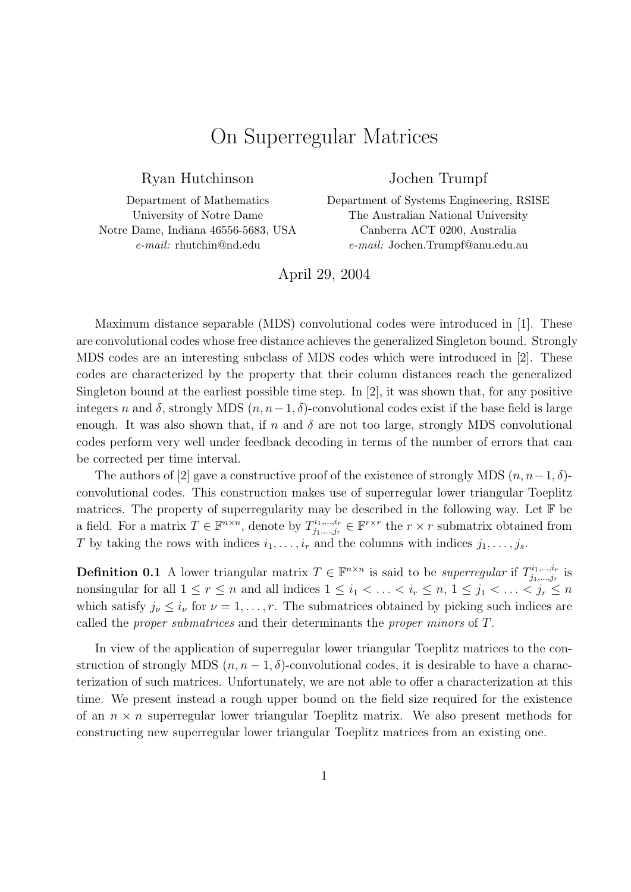# On Superregular Matrices

**Ryan Hutchinson**

Department of Mathematics
University of Notre Dame
Notre Dame, Indiana 46556-5683, USA
*e-mail:* rhutchin@nd.edu

**Jochen Trumpf**

Department of Systems Engineering, RSISE
The Australian National University
Canberra ACT 0200, Australia
*e-mail:* Jochen.Trumpf@anu.edu.au

April 29, 2004

Maximum distance separable (MDS) convolutional codes were introduced in [1]. These are convolutional codes whose free distance achieves the generalized Singleton bound. Strongly MDS codes are an interesting subclass of MDS codes which were introduced in [2]. These codes are characterized by the property that their column distances reach the generalized Singleton bound at the earliest possible time step. In [2], it was shown that, for any positive integers $n$ and $\delta$, strongly MDS $(n, n-1, \delta)$-convolutional codes exist if the base field is large enough. It was also shown that, if $n$ and $\delta$ are not too large, strongly MDS convolutional codes perform very well under feedback decoding in terms of the number of errors that can be corrected per time interval.

The authors of [2] gave a constructive proof of the existence of strongly MDS $(n, n-1, \delta)$-convolutional codes. This construction makes use of superregular lower triangular Toeplitz matrices. The property of superregularity may be described in the following way. Let $\mathbb{F}$ be a field. For a matrix $T \in \mathbb{F}^{n \times n}$, denote by $T^{i_1,\ldots,i_r}_{j_1,\ldots,j_r} \in \mathbb{F}^{r \times r}$ the $r \times r$ submatrix obtained from $T$ by taking the rows with indices $i_1, \ldots, i_r$ and the columns with indices $j_1, \ldots, j_s$.

**Definition 0.1** A lower triangular matrix $T \in \mathbb{F}^{n \times n}$ is said to be *superregular* if $T^{i_1,\ldots,i_r}_{j_1,\ldots,j_r}$ is nonsingular for all $1 \leq r \leq n$ and all indices $1 \leq i_1 < \ldots < i_r \leq n$, $1 \leq j_1 < \ldots < j_r \leq n$ which satisfy $j_\nu \leq i_\nu$ for $\nu = 1, \ldots, r$. The submatrices obtained by picking such indices are called the *proper submatrices* and their determinants the *proper minors* of $T$.

In view of the application of superregular lower triangular Toeplitz matrices to the construction of strongly MDS $(n, n-1, \delta)$-convolutional codes, it is desirable to have a characterization of such matrices. Unfortunately, we are not able to offer a characterization at this time. We present instead a rough upper bound on the field size required for the existence of an $n \times n$ superregular lower triangular Toeplitz matrix. We also present methods for constructing new superregular lower triangular Toeplitz matrices from an existing one.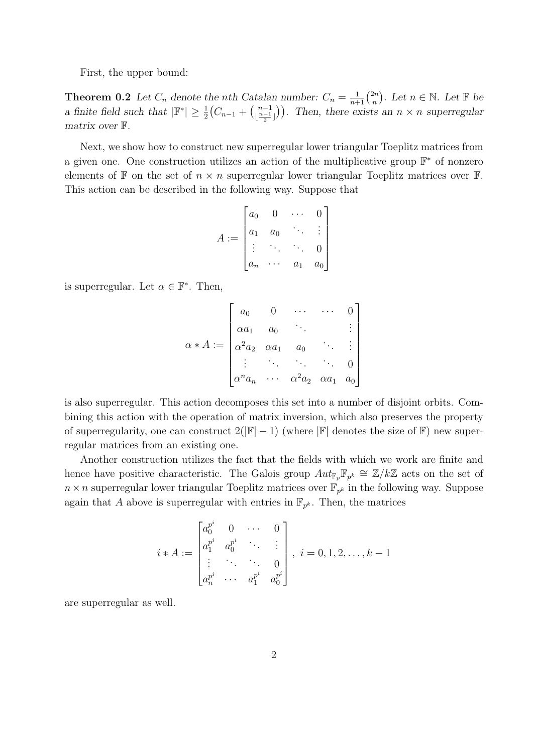First, the upper bound:

**Theorem 0.2** *Let $C_n$ denote the nth Catalan number: $C_n = \frac{1}{n+1}\binom{2n}{n}$. Let $n \in \mathbb{N}$. Let $\mathbb{F}$ be a finite field such that $|\mathbb{F}^*| \geq \frac{1}{2}\left(C_{n-1} + \binom{n-1}{\lfloor \frac{n-1}{2} \rfloor}\right)$. Then, there exists an $n \times n$ superregular matrix over $\mathbb{F}$.*

Next, we show how to construct new superregular lower triangular Toeplitz matrices from a given one. One construction utilizes an action of the multiplicative group $\mathbb{F}^*$ of nonzero elements of $\mathbb{F}$ on the set of $n \times n$ superregular lower triangular Toeplitz matrices over $\mathbb{F}$. This action can be described in the following way. Suppose that

$$A := \begin{bmatrix} a_0 & 0 & \cdots & 0 \\ a_1 & a_0 & \ddots & \vdots \\ \vdots & \ddots & \ddots & 0 \\ a_n & \cdots & a_1 & a_0 \end{bmatrix}$$

is superregular. Let $\alpha \in \mathbb{F}^*$. Then,

$$\alpha * A := \begin{bmatrix} a_0 & 0 & \cdots & \cdots & 0 \\ \alpha a_1 & a_0 & \ddots & & \vdots \\ \alpha^2 a_2 & \alpha a_1 & a_0 & \ddots & \vdots \\ \vdots & \ddots & \ddots & \ddots & 0 \\ \alpha^n a_n & \cdots & \alpha^2 a_2 & \alpha a_1 & a_0 \end{bmatrix}$$

is also superregular. This action decomposes this set into a number of disjoint orbits. Combining this action with the operation of matrix inversion, which also preserves the property of superregularity, one can construct $2(|\mathbb{F}| - 1)$ (where $|\mathbb{F}|$ denotes the size of $\mathbb{F}$) new superregular matrices from an existing one.

Another construction utilizes the fact that the fields with which we work are finite and hence have positive characteristic. The Galois group $Aut_{\mathbb{F}_p}\mathbb{F}_{p^k} \cong \mathbb{Z}/k\mathbb{Z}$ acts on the set of $n \times n$ superregular lower triangular Toeplitz matrices over $\mathbb{F}_{p^k}$ in the following way. Suppose again that $A$ above is superregular with entries in $\mathbb{F}_{p^k}$. Then, the matrices

$$i * A := \begin{bmatrix} a_0^{p^i} & 0 & \cdots & 0 \\ a_1^{p^i} & a_0^{p^i} & \ddots & \vdots \\ \vdots & \ddots & \ddots & 0 \\ a_n^{p^i} & \cdots & a_1^{p^i} & a_0^{p^i} \end{bmatrix}, \ i = 0, 1, 2, \ldots, k-1$$

are superregular as well.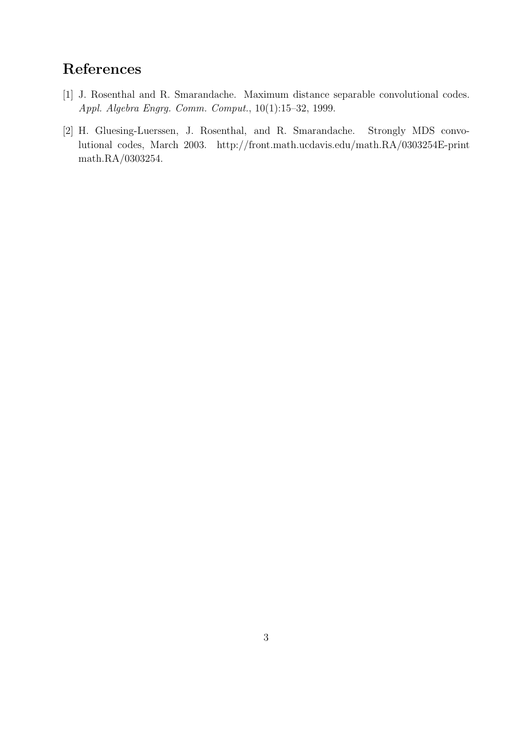## References

[1] J. Rosenthal and R. Smarandache. Maximum distance separable convolutional codes. *Appl. Algebra Engrg. Comm. Comput.*, 10(1):15–32, 1999.

[2] H. Gluesing-Luerssen, J. Rosenthal, and R. Smarandache. Strongly MDS convolutional codes, March 2003. http://front.math.ucdavis.edu/math.RA/0303254E-print math.RA/0303254.